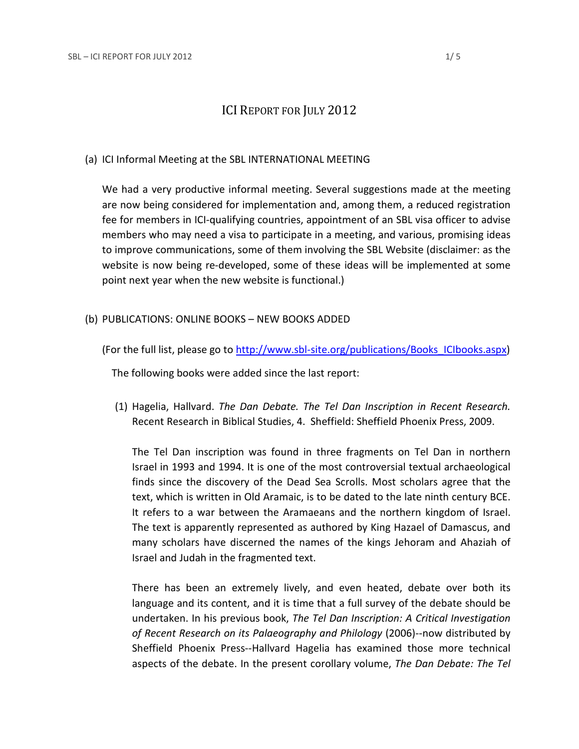# ICI REPORT FOR JULY 2012

(a) ICI Informal Meeting at the SBL INTERNATIONAL MEETING

We had a very productive informal meeting. Several suggestions made at the meeting are now being considered for implementation and, among them, a reduced registration fee for members in ICI-qualifying countries, appointment of an SBL visa officer to advise members who may need a visa to participate in a meeting, and various, promising ideas to improve communications, some of them involving the SBL Website (disclaimer: as the website is now being re-developed, some of these ideas will be implemented at some point next year when the new website is functional.)

(b) PUBLICATIONS: ONLINE BOOKS – NEW BOOKS ADDED

(For the full list, please go to [http://www.sbl-site.org/publications/Books_ICIbooks.aspx](http://www.sbl-site.org/publications/Books_ICIbooks.aspx))

The following books were added since the last report:

(1) Hagelia, Hallvard. *The Dan Debate. The Tel Dan Inscription in Recent Research.* Recent Research in Biblical Studies, 4. Sheffield: Sheffield Phoenix Press, 2009.

The Tel Dan inscription was found in three fragments on Tel Dan in northern Israel in 1993 and 1994. It is one of the most controversial textual archaeological finds since the discovery of the Dead Sea Scrolls. Most scholars agree that the text, which is written in Old Aramaic, is to be dated to the late ninth century BCE. It refers to a war between the Aramaeans and the northern kingdom of Israel. The text is apparently represented as authored by King Hazael of Damascus, and many scholars have discerned the names of the kings Jehoram and Ahaziah of Israel and Judah in the fragmented text.

There has been an extremely lively, and even heated, debate over both its language and its content, and it is time that a full survey of the debate should be undertaken. In his previous book, *The Tel Dan Inscription: A Critical Investigation of Recent Research on its Palaeography and Philology* (2006)--now distributed by Sheffield Phoenix Press--Hallvard Hagelia has examined those more technical aspects of the debate. In the present corollary volume, *The Dan Debate: The Tel*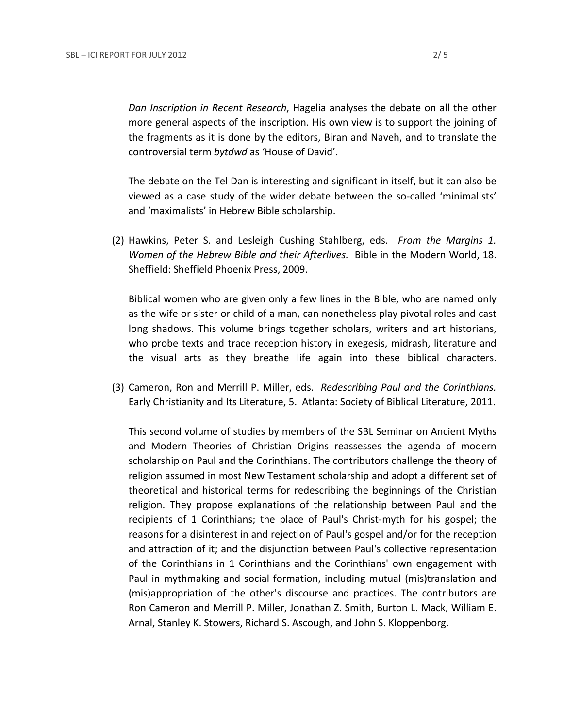*Dan Inscription in Recent Research*, Hagelia analyses the debate on all the other more general aspects of the inscription. His own view is to support the joining of the fragments as it is done by the editors, Biran and Naveh, and to translate the controversial term *bytdwd* as 'House of David'.

The debate on the Tel Dan is interesting and significant in itself, but it can also be viewed as a case study of the wider debate between the so-called 'minimalists' and 'maximalists' in Hebrew Bible scholarship.

(2) Hawkins, Peter S. and Lesleigh Cushing Stahlberg, eds. *From the Margins 1. Women of the Hebrew Bible and their Afterlives.* Bible in the Modern World, 18. Sheffield: Sheffield Phoenix Press, 2009.

Biblical women who are given only a few lines in the Bible, who are named only as the wife or sister or child of a man, can nonetheless play pivotal roles and cast long shadows. This volume brings together scholars, writers and art historians, who probe texts and trace reception history in exegesis, midrash, literature and the visual arts as they breathe life again into these biblical characters.

(3) Cameron, Ron and Merrill P. Miller, eds. *Redescribing Paul and the Corinthians.* Early Christianity and Its Literature, 5. Atlanta: Society of Biblical Literature, 2011.

This second volume of studies by members of the SBL Seminar on Ancient Myths and Modern Theories of Christian Origins reassesses the agenda of modern scholarship on Paul and the Corinthians. The contributors challenge the theory of religion assumed in most New Testament scholarship and adopt a different set of theoretical and historical terms for redescribing the beginnings of the Christian religion. They propose explanations of the relationship between Paul and the recipients of 1 Corinthians; the place of Paul's Christ-myth for his gospel; the reasons for a disinterest in and rejection of Paul's gospel and/or for the reception and attraction of it; and the disjunction between Paul's collective representation of the Corinthians in 1 Corinthians and the Corinthians' own engagement with Paul in mythmaking and social formation, including mutual (mis)translation and (mis)appropriation of the other's discourse and practices. The contributors are Ron Cameron and Merrill P. Miller, Jonathan Z. Smith, Burton L. Mack, William E. Arnal, Stanley K. Stowers, Richard S. Ascough, and John S. Kloppenborg.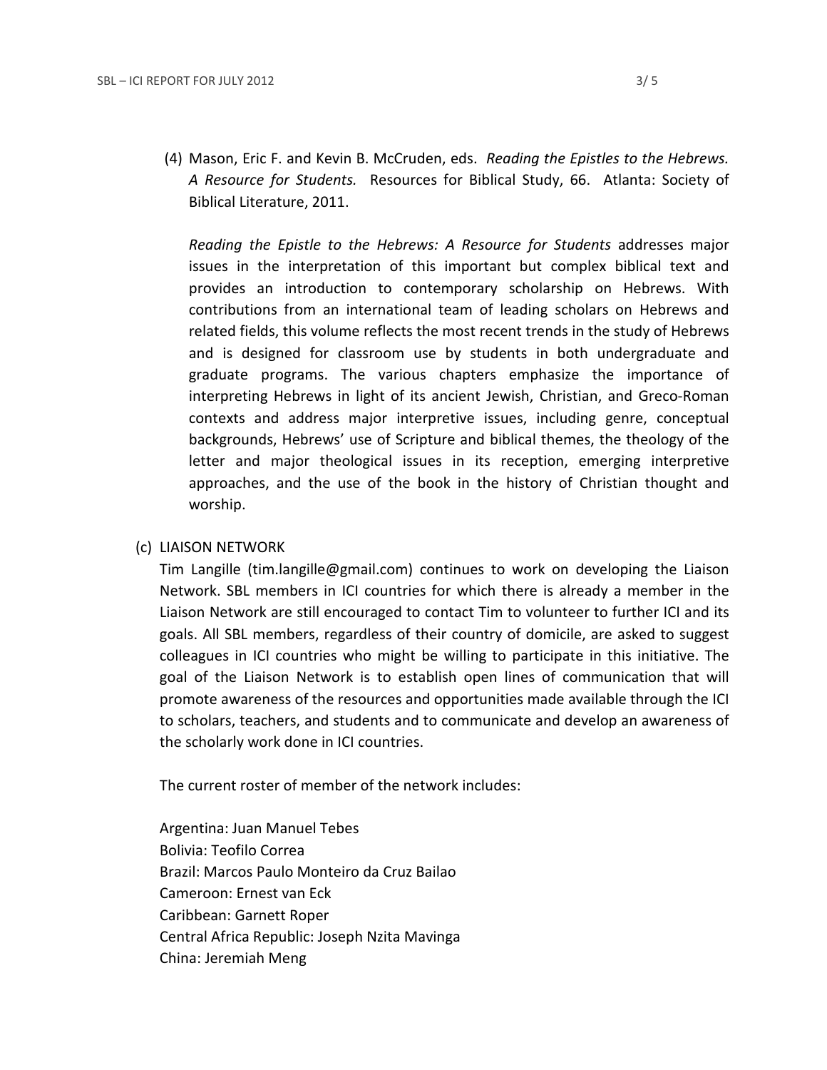(4) Mason, Eric F. and Kevin B. McCruden, eds. *Reading the Epistles to the Hebrews. A Resource for Students.* Resources for Biblical Study, 66. Atlanta: Society of Biblical Literature, 2011.

*Reading the Epistle to the Hebrews: A Resource for Students* addresses major issues in the interpretation of this important but complex biblical text and provides an introduction to contemporary scholarship on Hebrews. With contributions from an international team of leading scholars on Hebrews and related fields, this volume reflects the most recent trends in the study of Hebrews and is designed for classroom use by students in both undergraduate and graduate programs. The various chapters emphasize the importance of interpreting Hebrews in light of its ancient Jewish, Christian, and Greco-Roman contexts and address major interpretive issues, including genre, conceptual backgrounds, Hebrews' use of Scripture and biblical themes, the theology of the letter and major theological issues in its reception, emerging interpretive approaches, and the use of the book in the history of Christian thought and worship.

(c) LIAISON NETWORK

Tim Langille (tim.langille@gmail.com) continues to work on developing the Liaison Network. SBL members in ICI countries for which there is already a member in the Liaison Network are still encouraged to contact Tim to volunteer to further ICI and its goals. All SBL members, regardless of their country of domicile, are asked to suggest colleagues in ICI countries who might be willing to participate in this initiative. The goal of the Liaison Network is to establish open lines of communication that will promote awareness of the resources and opportunities made available through the ICI to scholars, teachers, and students and to communicate and develop an awareness of the scholarly work done in ICI countries.

The current roster of member of the network includes:

Argentina: Juan Manuel Tebes
Bolivia: Teofilo Correa
Brazil: Marcos Paulo Monteiro da Cruz Bailao
Cameroon: Ernest van Eck
Caribbean: Garnett Roper
Central Africa Republic: Joseph Nzita Mavinga
China: Jeremiah Meng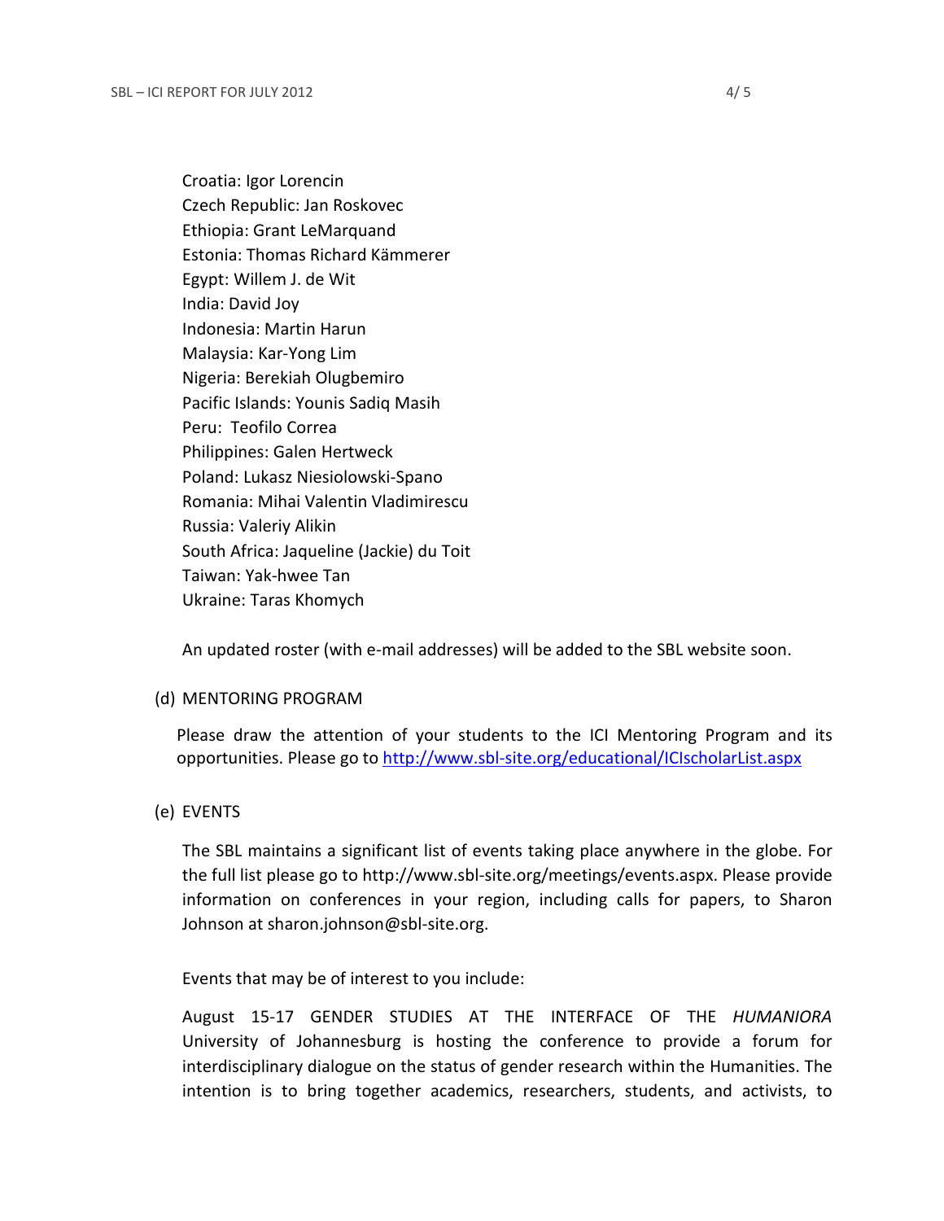Croatia: Igor Lorencin
Czech Republic: Jan Roskovec
Ethiopia: Grant LeMarquand
Estonia: Thomas Richard Kämmerer
Egypt: Willem J. de Wit
India: David Joy
Indonesia: Martin Harun
Malaysia: Kar-Yong Lim
Nigeria: Berekiah Olugbemiro
Pacific Islands: Younis Sadiq Masih
Peru: Teofilo Correa
Philippines: Galen Hertweck
Poland: Lukasz Niesiolowski-Spano
Romania: Mihai Valentin Vladimirescu
Russia: Valeriy Alikin
South Africa: Jaqueline (Jackie) du Toit
Taiwan: Yak-hwee Tan
Ukraine: Taras Khomych

An updated roster (with e-mail addresses) will be added to the SBL website soon.

(d) MENTORING PROGRAM

Please draw the attention of your students to the ICI Mentoring Program and its opportunities. Please go to [http://www.sbl-site.org/educational/ICIscholarList.aspx](http://www.sbl-site.org/educational/ICIscholarList.aspx)

(e) EVENTS

The SBL maintains a significant list of events taking place anywhere in the globe. For the full list please go to http://www.sbl-site.org/meetings/events.aspx. Please provide information on conferences in your region, including calls for papers, to Sharon Johnson at sharon.johnson@sbl-site.org.

Events that may be of interest to you include:

August 15-17 GENDER STUDIES AT THE INTERFACE OF THE *HUMANIORA* University of Johannesburg is hosting the conference to provide a forum for interdisciplinary dialogue on the status of gender research within the Humanities. The intention is to bring together academics, researchers, students, and activists, to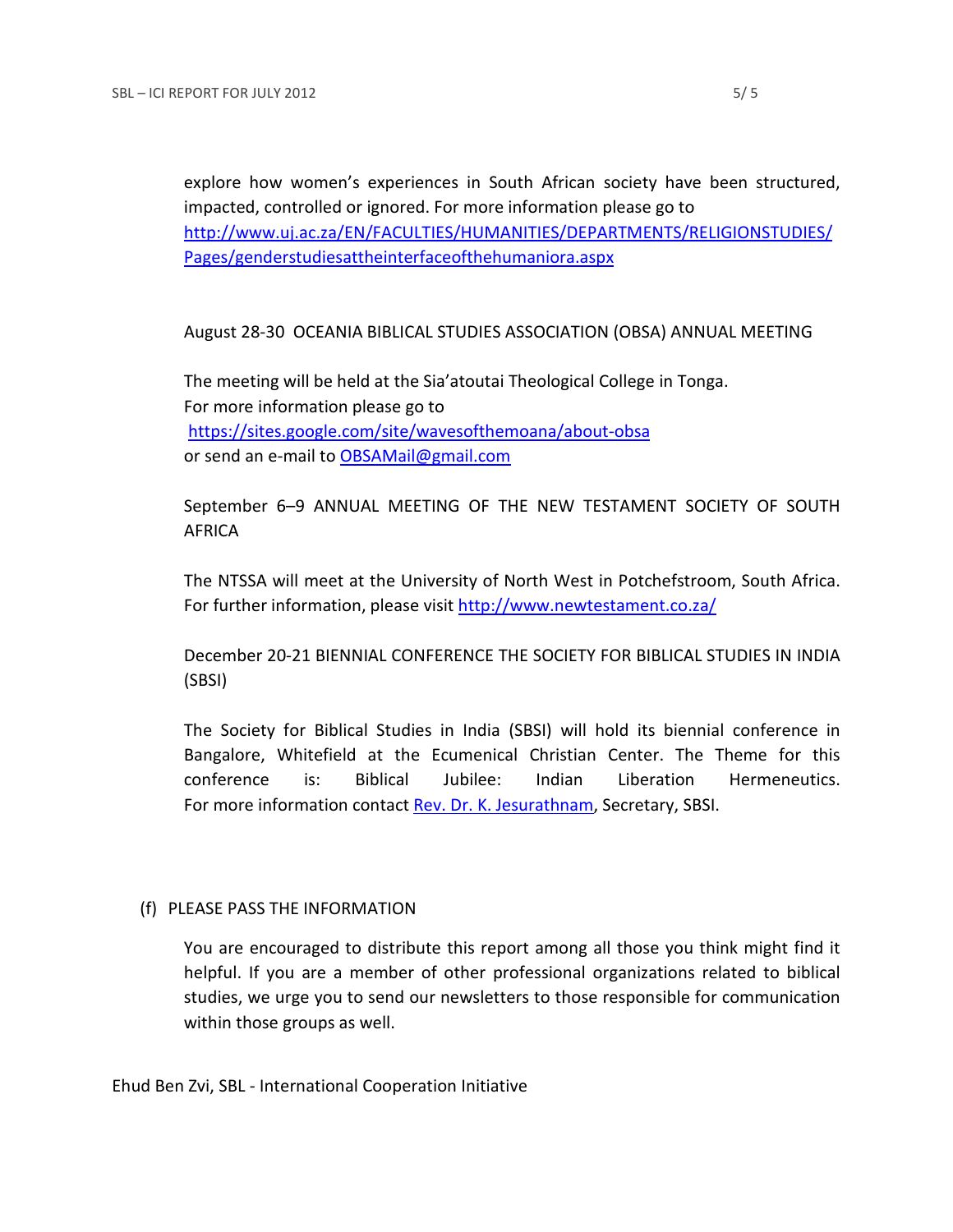explore how women's experiences in South African society have been structured, impacted, controlled or ignored. For more information please go to http://www.uj.ac.za/EN/FACULTIES/HUMANITIES/DEPARTMENTS/RELIGIONSTUDIES/Pages/genderstudiesattheinterfaceofthehumaniora.aspx

August 28-30 OCEANIA BIBLICAL STUDIES ASSOCIATION (OBSA) ANNUAL MEETING

The meeting will be held at the Sia'atoutai Theological College in Tonga.
For more information please go to
https://sites.google.com/site/wavesofthemoana/about-obsa
or send an e-mail to OBSAMail@gmail.com

September 6–9 ANNUAL MEETING OF THE NEW TESTAMENT SOCIETY OF SOUTH AFRICA

The NTSSA will meet at the University of North West in Potchefstroom, South Africa. For further information, please visit http://www.newtestament.co.za/

December 20-21 BIENNIAL CONFERENCE THE SOCIETY FOR BIBLICAL STUDIES IN INDIA (SBSI)

The Society for Biblical Studies in India (SBSI) will hold its biennial conference in Bangalore, Whitefield at the Ecumenical Christian Center. The Theme for this conference is: Biblical Jubilee: Indian Liberation Hermeneutics.
For more information contact Rev. Dr. K. Jesurathnam, Secretary, SBSI.

(f) PLEASE PASS THE INFORMATION

You are encouraged to distribute this report among all those you think might find it helpful. If you are a member of other professional organizations related to biblical studies, we urge you to send our newsletters to those responsible for communication within those groups as well.

Ehud Ben Zvi, SBL - International Cooperation Initiative